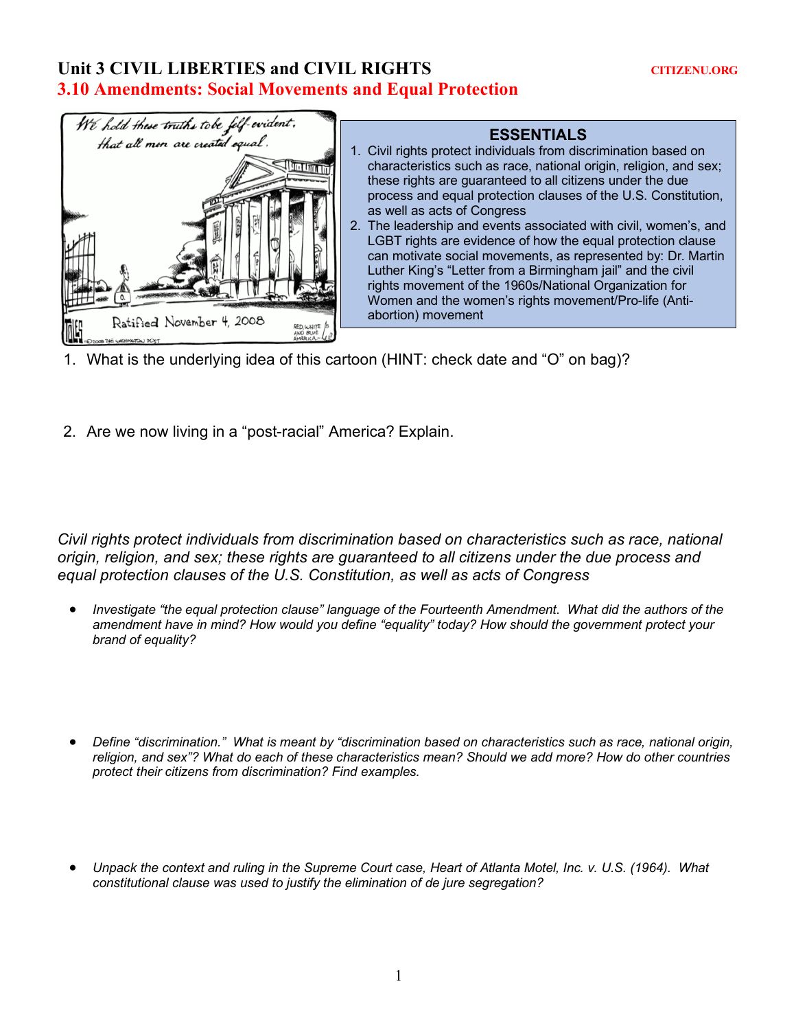# Unit 3 CIVIL LIBERTIES and CIVIL RIGHTS

CITIZENU.ORG

## 3.10 Amendments: Social Movements and Equal Protection

### ESSENTIALS

1. Civil rights protect individuals from discrimination based on characteristics such as race, national origin, religion, and sex; these rights are guaranteed to all citizens under the due process and equal protection clauses of the U.S. Constitution, as well as acts of Congress
2. The leadership and events associated with civil, women's, and LGBT rights are evidence of how the equal protection clause can motivate social movements, as represented by: Dr. Martin Luther King's "Letter from a Birmingham jail" and the civil rights movement of the 1960s/National Organization for Women and the women's rights movement/Pro-life (Anti-abortion) movement

1. What is the underlying idea of this cartoon (HINT: check date and "O" on bag)?

2. Are we now living in a "post-racial" America? Explain.

*Civil rights protect individuals from discrimination based on characteristics such as race, national origin, religion, and sex; these rights are guaranteed to all citizens under the due process and equal protection clauses of the U.S. Constitution, as well as acts of Congress*

- *Investigate "the equal protection clause" language of the Fourteenth Amendment. What did the authors of the amendment have in mind? How would you define "equality" today? How should the government protect your brand of equality?*

- *Define "discrimination." What is meant by "discrimination based on characteristics such as race, national origin, religion, and sex"? What do each of these characteristics mean? Should we add more? How do other countries protect their citizens from discrimination? Find examples.*

- *Unpack the context and ruling in the Supreme Court case, Heart of Atlanta Motel, Inc. v. U.S. (1964). What constitutional clause was used to justify the elimination of de jure segregation?*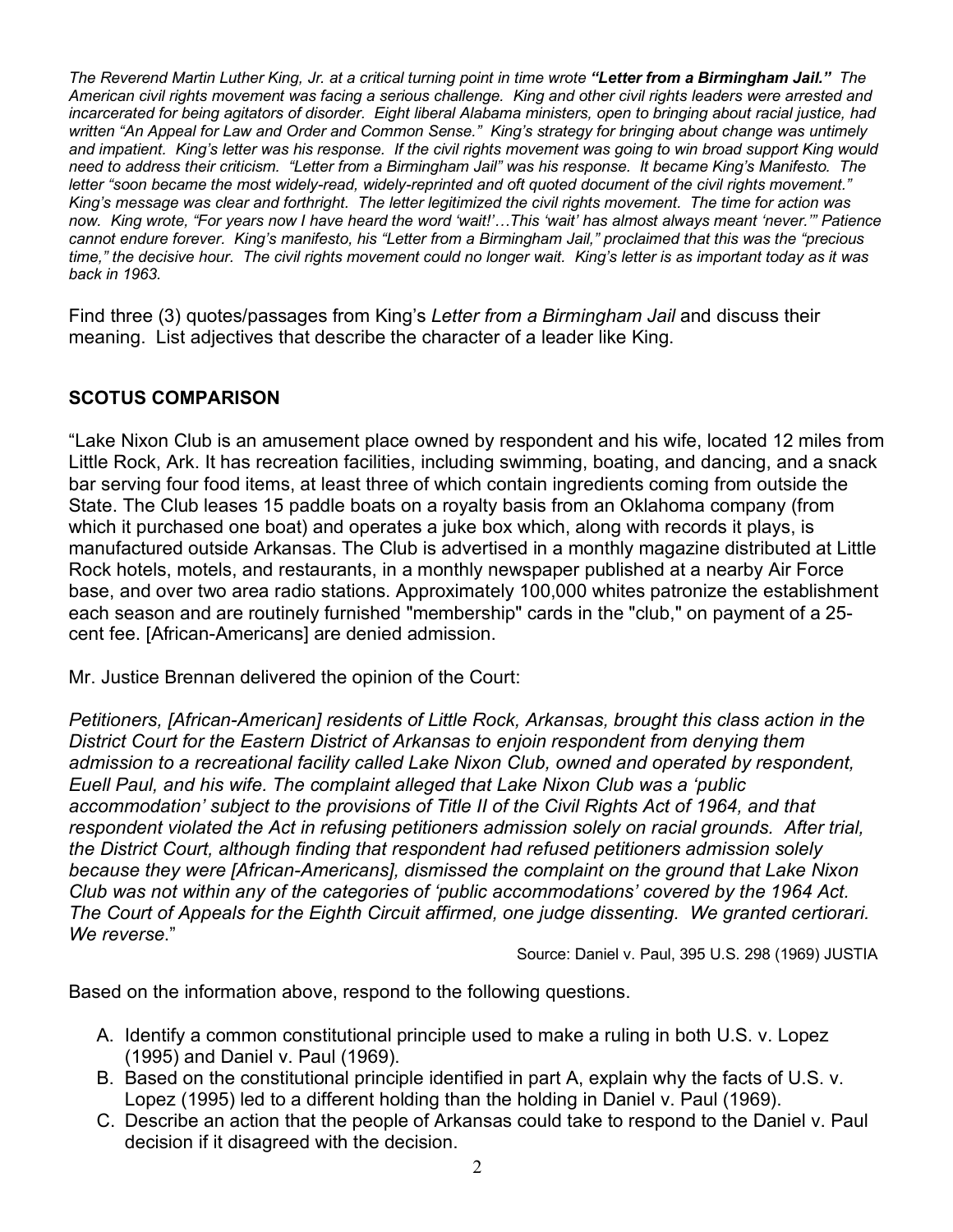*The Reverend Martin Luther King, Jr. at a critical turning point in time wrote **"Letter from a Birmingham Jail."** The American civil rights movement was facing a serious challenge. King and other civil rights leaders were arrested and incarcerated for being agitators of disorder. Eight liberal Alabama ministers, open to bringing about racial justice, had written "An Appeal for Law and Order and Common Sense." King's strategy for bringing about change was untimely and impatient. King's letter was his response. If the civil rights movement was going to win broad support King would need to address their criticism. "Letter from a Birmingham Jail" was his response. It became King's Manifesto. The letter "soon became the most widely-read, widely-reprinted and oft quoted document of the civil rights movement." King's message was clear and forthright. The letter legitimized the civil rights movement. The time for action was now. King wrote, "For years now I have heard the word 'wait!'…This 'wait' has almost always meant 'never.'" Patience cannot endure forever. King's manifesto, his "Letter from a Birmingham Jail," proclaimed that this was the "precious time," the decisive hour. The civil rights movement could no longer wait. King's letter is as important today as it was back in 1963.*

Find three (3) quotes/passages from King's *Letter from a Birmingham Jail* and discuss their meaning. List adjectives that describe the character of a leader like King.

## SCOTUS COMPARISON

"Lake Nixon Club is an amusement place owned by respondent and his wife, located 12 miles from Little Rock, Ark. It has recreation facilities, including swimming, boating, and dancing, and a snack bar serving four food items, at least three of which contain ingredients coming from outside the State. The Club leases 15 paddle boats on a royalty basis from an Oklahoma company (from which it purchased one boat) and operates a juke box which, along with records it plays, is manufactured outside Arkansas. The Club is advertised in a monthly magazine distributed at Little Rock hotels, motels, and restaurants, in a monthly newspaper published at a nearby Air Force base, and over two area radio stations. Approximately 100,000 whites patronize the establishment each season and are routinely furnished "membership" cards in the "club," on payment of a 25-cent fee. [African-Americans] are denied admission.

Mr. Justice Brennan delivered the opinion of the Court:

*Petitioners, [African-American] residents of Little Rock, Arkansas, brought this class action in the District Court for the Eastern District of Arkansas to enjoin respondent from denying them admission to a recreational facility called Lake Nixon Club, owned and operated by respondent, Euell Paul, and his wife. The complaint alleged that Lake Nixon Club was a 'public accommodation' subject to the provisions of Title II of the Civil Rights Act of 1964, and that respondent violated the Act in refusing petitioners admission solely on racial grounds. After trial, the District Court, although finding that respondent had refused petitioners admission solely because they were [African-Americans], dismissed the complaint on the ground that Lake Nixon Club was not within any of the categories of 'public accommodations' covered by the 1964 Act. The Court of Appeals for the Eighth Circuit affirmed, one judge dissenting. We granted certiorari. We reverse.*"

Source: Daniel v. Paul, 395 U.S. 298 (1969) JUSTIA

Based on the information above, respond to the following questions.

A. Identify a common constitutional principle used to make a ruling in both U.S. v. Lopez (1995) and Daniel v. Paul (1969).
B. Based on the constitutional principle identified in part A, explain why the facts of U.S. v. Lopez (1995) led to a different holding than the holding in Daniel v. Paul (1969).
C. Describe an action that the people of Arkansas could take to respond to the Daniel v. Paul decision if it disagreed with the decision.